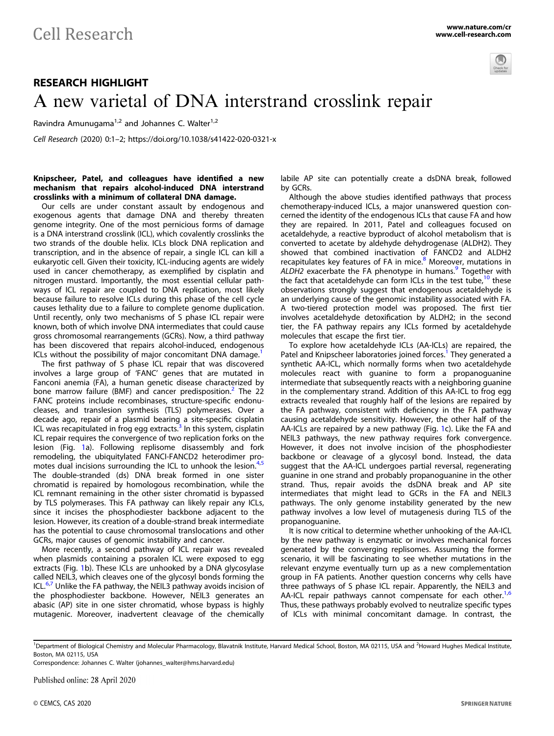# RESEARCH HIGHLIGHT

# A new varietal of DNA interstrand crosslink repair

Ravindra Amunugama[1,2] and Johannes C. Walter[1,2]

*Cell Research* (2020) 0:1–2; https://doi.org/10.1038/s41422-020-0321-x

**Knipscheer, Patel, and colleagues have identified a new mechanism that repairs alcohol-induced DNA interstrand crosslinks with a minimum of collateral DNA damage.**

Our cells are under constant assault by endogenous and exogenous agents that damage DNA and thereby threaten genome integrity. One of the most pernicious forms of damage is a DNA interstrand crosslink (ICL), which covalently crosslinks the two strands of the double helix. ICLs block DNA replication and transcription, and in the absence of repair, a single ICL can kill a eukaryotic cell. Given their toxicity, ICL-inducing agents are widely used in cancer chemotherapy, as exemplified by cisplatin and nitrogen mustard. Importantly, the most essential cellular pathways of ICL repair are coupled to DNA replication, most likely because failure to resolve ICLs during this phase of the cell cycle causes lethality due to a failure to complete genome duplication. Until recently, only two mechanisms of S phase ICL repair were known, both of which involve DNA intermediates that could cause gross chromosomal rearrangements (GCRs). Now, a third pathway has been discovered that repairs alcohol-induced, endogenous ICLs without the possibility of major concomitant DNA damage.[1]

The first pathway of S phase ICL repair that was discovered involves a large group of 'FANC' genes that are mutated in Fanconi anemia (FA), a human genetic disease characterized by bone marrow failure (BMF) and cancer predisposition.[2] The 22 FANC proteins include recombinases, structure-specific endonucleases, and translesion synthesis (TLS) polymerases. Over a decade ago, repair of a plasmid bearing a site-specific cisplatin ICL was recapitulated in frog egg extracts.[3] In this system, cisplatin ICL repair requires the convergence of two replication forks on the lesion (Fig. 1a). Following replisome disassembly and fork remodeling, the ubiquitylated FANCI-FANCD2 heterodimer promotes dual incisions surrounding the ICL to unhook the lesion.[4,5] The double-stranded (ds) DNA break formed in one sister chromatid is repaired by homologous recombination, while the ICL remnant remaining in the other sister chromatid is bypassed by TLS polymerases. This FA pathway can likely repair any ICLs, since it incises the phosphodiester backbone adjacent to the lesion. However, its creation of a double-strand break intermediate has the potential to cause chromosomal translocations and other GCRs, major causes of genomic instability and cancer.

More recently, a second pathway of ICL repair was revealed when plasmids containing a psoralen ICL were exposed to egg extracts (Fig. 1b). These ICLs are unhooked by a DNA glycosylase called NEIL3, which cleaves one of the glycosyl bonds forming the ICL.[6,7] Unlike the FA pathway, the NEIL3 pathway avoids incision of the phosphodiester backbone. However, NEIL3 generates an abasic (AP) site in one sister chromatid, whose bypass is highly mutagenic. Moreover, inadvertent cleavage of the chemically labile AP site can potentially create a dsDNA break, followed by GCRs.

Although the above studies identified pathways that process chemotherapy-induced ICLs, a major unanswered question concerned the identity of the endogenous ICLs that cause FA and how they are repaired. In 2011, Patel and colleagues focused on acetaldehyde, a reactive byproduct of alcohol metabolism that is converted to acetate by aldehyde dehydrogenase (ALDH2). They showed that combined inactivation of FANCD2 and ALDH2 recapitulates key features of FA in mice.[8] Moreover, mutations in *ALDH2* exacerbate the FA phenotype in humans.[9] Together with the fact that acetaldehyde can form ICLs in the test tube,[10] these observations strongly suggest that endogenous acetaldehyde is an underlying cause of the genomic instability associated with FA. A two-tiered protection model was proposed. The first tier involves acetaldehyde detoxification by ALDH2; in the second tier, the FA pathway repairs any ICLs formed by acetaldehyde molecules that escape the first tier.

To explore how acetaldehyde ICLs (AA-ICLs) are repaired, the Patel and Knipscheer laboratories joined forces.[1] They generated a synthetic AA-ICL, which normally forms when two acetaldehyde molecules react with guanine to form a propanoguanine intermediate that subsequently reacts with a neighboring guanine in the complementary strand. Addition of this AA-ICL to frog egg extracts revealed that roughly half of the lesions are repaired by the FA pathway, consistent with deficiency in the FA pathway causing acetaldehyde sensitivity. However, the other half of the AA-ICLs are repaired by a new pathway (Fig. 1c). Like the FA and NEIL3 pathways, the new pathway requires fork convergence. However, it does not involve incision of the phosphodiester backbone or cleavage of a glycosyl bond. Instead, the data suggest that the AA-ICL undergoes partial reversal, regenerating guanine in one strand and probably propanoguanine in the other strand. Thus, repair avoids the dsDNA break and AP site intermediates that might lead to GCRs in the FA and NEIL3 pathways. The only genome instability generated by the new pathway involves a low level of mutagenesis during TLS of the propanoguanine.

It is now critical to determine whether unhooking of the AA-ICL by the new pathway is enzymatic or involves mechanical forces generated by the converging replisomes. Assuming the former scenario, it will be fascinating to see whether mutations in the relevant enzyme eventually turn up as a new complementation group in FA patients. Another question concerns why cells have three pathways of S phase ICL repair. Apparently, the NEIL3 and AA-ICL repair pathways cannot compensate for each other.[1,6] Thus, these pathways probably evolved to neutralize specific types of ICLs with minimal concomitant damage. In contrast, the

[1]Department of Biological Chemistry and Molecular Pharmacology, Blavatnik Institute, Harvard Medical School, Boston, MA 02115, USA and [2]Howard Hughes Medical Institute, Boston, MA 02115, USA
Correspondence: Johannes C. Walter (johannes_walter@hms.harvard.edu)

Published online: 28 April 2020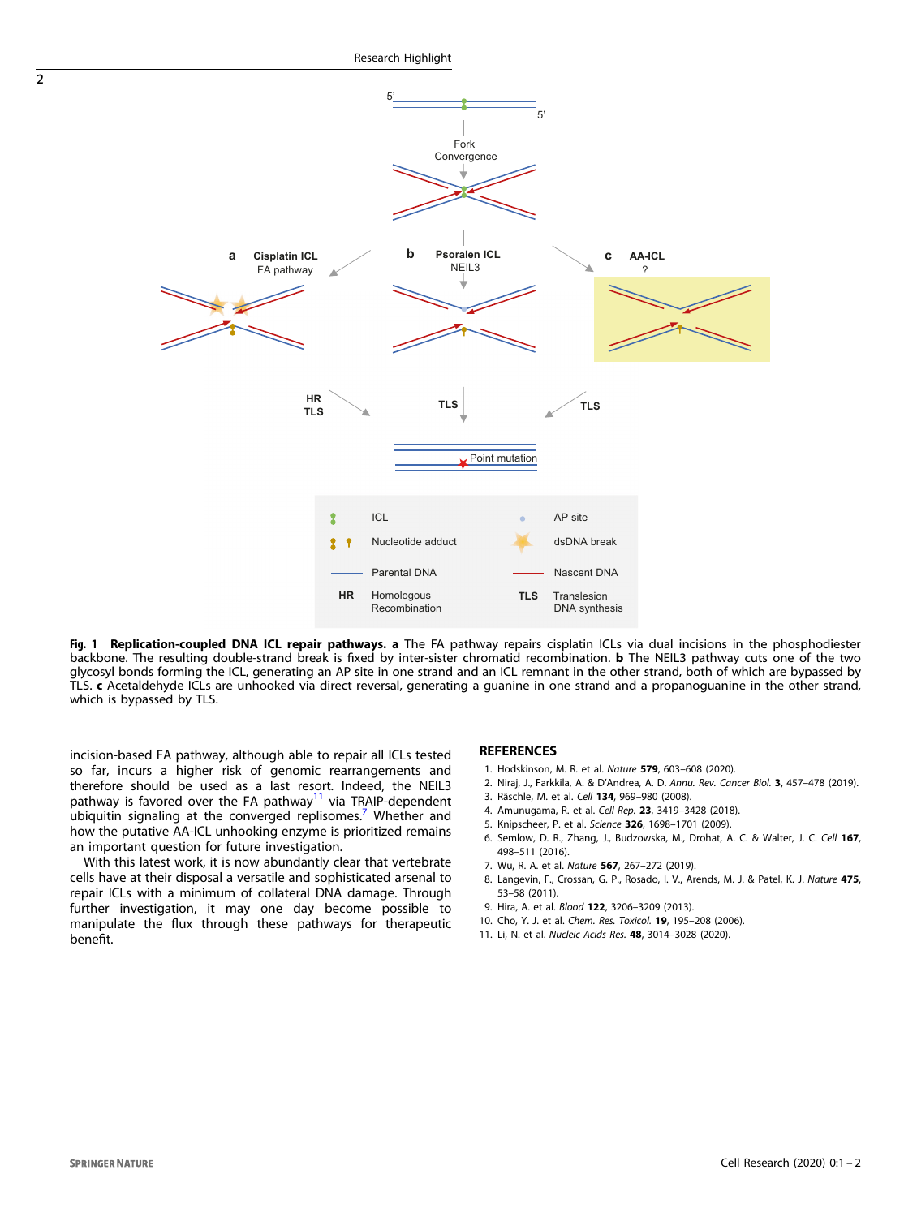5'

5'

Fork Convergence

**a** Cisplatin ICL
FA pathway

**b** Psoralen ICL
NEIL3

**c** AA-ICL
?

HR
TLS

TLS

TLS

Point mutation

ICL

Nucleotide adduct

Parental DNA

HR Homologous Recombination

AP site

dsDNA break

Nascent DNA

TLS Translesion DNA synthesis

**Fig. 1 Replication-coupled DNA ICL repair pathways. a** The FA pathway repairs cisplatin ICLs via dual incisions in the phosphodiester backbone. The resulting double-strand break is fixed by inter-sister chromatid recombination. **b** The NEIL3 pathway cuts one of the two glycosyl bonds forming the ICL, generating an AP site in one strand and an ICL remnant in the other strand, both of which are bypassed by TLS. **c** Acetaldehyde ICLs are unhooked via direct reversal, generating a guanine in one strand and a propanoguanine in the other strand, which is bypassed by TLS.

incision-based FA pathway, although able to repair all ICLs tested so far, incurs a higher risk of genomic rearrangements and therefore should be used as a last resort. Indeed, the NEIL3 pathway is favored over the FA pathway[11] via TRAIP-dependent ubiquitin signaling at the converged replisomes.[7] Whether and how the putative AA-ICL unhooking enzyme is prioritized remains an important question for future investigation.

With this latest work, it is now abundantly clear that vertebrate cells have at their disposal a versatile and sophisticated arsenal to repair ICLs with a minimum of collateral DNA damage. Through further investigation, it may one day become possible to manipulate the flux through these pathways for therapeutic benefit.

## REFERENCES

1. Hodskinson, M. R. et al. *Nature* **579**, 603–608 (2020).
2. Niraj, J., Farkkila, A. & D'Andrea, A. D. *Annu. Rev. Cancer Biol.* **3**, 457–478 (2019).
3. Räschle, M. et al. *Cell* **134**, 969–980 (2008).
4. Amunugama, R. et al. *Cell Rep.* **23**, 3419–3428 (2018).
5. Knipscheer, P. et al. *Science* **326**, 1698–1701 (2009).
6. Semlow, D. R., Zhang, J., Budzowska, M., Drohat, A. C. & Walter, J. C. *Cell* **167**, 498–511 (2016).
7. Wu, R. A. et al. *Nature* **567**, 267–272 (2019).
8. Langevin, F., Crossan, G. P., Rosado, I. V., Arends, M. J. & Patel, K. J. *Nature* **475**, 53–58 (2011).
9. Hira, A. et al. *Blood* **122**, 3206–3209 (2013).
10. Cho, Y. J. et al. *Chem. Res. Toxicol.* **19**, 195–208 (2006).
11. Li, N. et al. *Nucleic Acids Res.* **48**, 3014–3028 (2020).